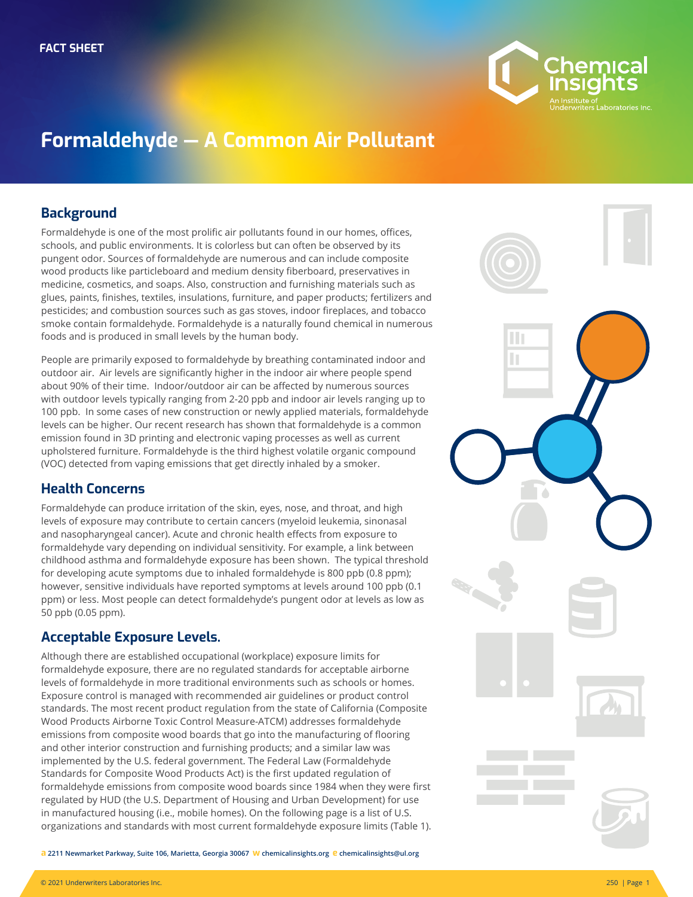FACT SHEET

# Formaldehyde — A Common Air Pollutant

## Background

Formaldehyde is one of the most prolific air pollutants found in our homes, offices, schools, and public environments. It is colorless but can often be observed by its pungent odor. Sources of formaldehyde are numerous and can include composite wood products like particleboard and medium density fiberboard, preservatives in medicine, cosmetics, and soaps. Also, construction and furnishing materials such as glues, paints, finishes, textiles, insulations, furniture, and paper products; fertilizers and pesticides; and combustion sources such as gas stoves, indoor fireplaces, and tobacco smoke contain formaldehyde. Formaldehyde is a naturally found chemical in numerous foods and is produced in small levels by the human body.

People are primarily exposed to formaldehyde by breathing contaminated indoor and outdoor air. Air levels are significantly higher in the indoor air where people spend about 90% of their time. Indoor/outdoor air can be affected by numerous sources with outdoor levels typically ranging from 2-20 ppb and indoor air levels ranging up to 100 ppb. In some cases of new construction or newly applied materials, formaldehyde levels can be higher. Our recent research has shown that formaldehyde is a common emission found in 3D printing and electronic vaping processes as well as current upholstered furniture. Formaldehyde is the third highest volatile organic compound (VOC) detected from vaping emissions that get directly inhaled by a smoker.

## Health Concerns

Formaldehyde can produce irritation of the skin, eyes, nose, and throat, and high levels of exposure may contribute to certain cancers (myeloid leukemia, sinonasal and nasopharyngeal cancer). Acute and chronic health effects from exposure to formaldehyde vary depending on individual sensitivity. For example, a link between childhood asthma and formaldehyde exposure has been shown. The typical threshold for developing acute symptoms due to inhaled formaldehyde is 800 ppb (0.8 ppm); however, sensitive individuals have reported symptoms at levels around 100 ppb (0.1 ppm) or less. Most people can detect formaldehyde's pungent odor at levels as low as 50 ppb (0.05 ppm).

## Acceptable Exposure Levels.

Although there are established occupational (workplace) exposure limits for formaldehyde exposure, there are no regulated standards for acceptable airborne levels of formaldehyde in more traditional environments such as schools or homes. Exposure control is managed with recommended air guidelines or product control standards. The most recent product regulation from the state of California (Composite Wood Products Airborne Toxic Control Measure-ATCM) addresses formaldehyde emissions from composite wood boards that go into the manufacturing of flooring and other interior construction and furnishing products; and a similar law was implemented by the U.S. federal government. The Federal Law (Formaldehyde Standards for Composite Wood Products Act) is the first updated regulation of formaldehyde emissions from composite wood boards since 1984 when they were first regulated by HUD (the U.S. Department of Housing and Urban Development) for use in manufactured housing (i.e., mobile homes). On the following page is a list of U.S. organizations and standards with most current formaldehyde exposure limits (Table 1).

**a** 2211 Newmarket Parkway, Suite 106, Marietta, Georgia 30067 **w** chemicalinsights.org **e** chemicalinsights@ul.org

© 2021 Underwriters Laboratories Inc.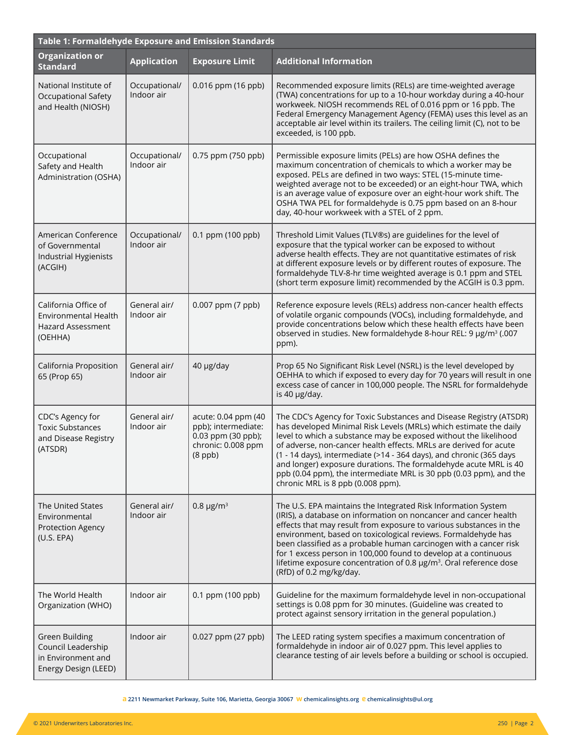**Table 1: Formaldehyde Exposure and Emission Standards**

| Organization or Standard | Application | Exposure Limit | Additional Information |
|---|---|---|---|
| National Institute of Occupational Safety and Health (NIOSH) | Occupational/ Indoor air | 0.016 ppm (16 ppb) | Recommended exposure limits (RELs) are time-weighted average (TWA) concentrations for up to a 10-hour workday during a 40-hour workweek. NIOSH recommends REL of 0.016 ppm or 16 ppb. The Federal Emergency Management Agency (FEMA) uses this level as an acceptable air level within its trailers. The ceiling limit (C), not to be exceeded, is 100 ppb. |
| Occupational Safety and Health Administration (OSHA) | Occupational/ Indoor air | 0.75 ppm (750 ppb) | Permissible exposure limits (PELs) are how OSHA defines the maximum concentration of chemicals to which a worker may be exposed. PELs are defined in two ways: STEL (15-minute time-weighted average not to be exceeded) or an eight-hour TWA, which is an average value of exposure over an eight-hour work shift. The OSHA TWA PEL for formaldehyde is 0.75 ppm based on an 8-hour day, 40-hour workweek with a STEL of 2 ppm. |
| American Conference of Governmental Industrial Hygienists (ACGIH) | Occupational/ Indoor air | 0.1 ppm (100 ppb) | Threshold Limit Values (TLV®s) are guidelines for the level of exposure that the typical worker can be exposed to without adverse health effects. They are not quantitative estimates of risk at different exposure levels or by different routes of exposure. The formaldehyde TLV-8-hr time weighted average is 0.1 ppm and STEL (short term exposure limit) recommended by the ACGIH is 0.3 ppm. |
| California Office of Environmental Health Hazard Assessment (OEHHA) | General air/ Indoor air | 0.007 ppm (7 ppb) | Reference exposure levels (RELs) address non-cancer health effects of volatile organic compounds (VOCs), including formaldehyde, and provide concentrations below which these health effects have been observed in studies. New formaldehyde 8-hour REL: 9 µg/m$^3$ (.007 ppm). |
| California Proposition 65 (Prop 65) | General air/ Indoor air | 40 µg/day | Prop 65 No Significant Risk Level (NSRL) is the level developed by OEHHA to which if exposed to every day for 70 years will result in one excess case of cancer in 100,000 people. The NSRL for formaldehyde is 40 µg/day. |
| CDC's Agency for Toxic Substances and Disease Registry (ATSDR) | General air/ Indoor air | acute: 0.04 ppm (40 ppb); intermediate: 0.03 ppm (30 ppb); chronic: 0.008 ppm (8 ppb) | The CDC's Agency for Toxic Substances and Disease Registry (ATSDR) has developed Minimal Risk Levels (MRLs) which estimate the daily level to which a substance may be exposed without the likelihood of adverse, non-cancer health effects. MRLs are derived for acute (1 - 14 days), intermediate (>14 - 364 days), and chronic (365 days and longer) exposure durations. The formaldehyde acute MRL is 40 ppb (0.04 ppm), the intermediate MRL is 30 ppb (0.03 ppm), and the chronic MRL is 8 ppb (0.008 ppm). |
| The United States Environmental Protection Agency (U.S. EPA) | General air/ Indoor air | 0.8 µg/m$^3$ | The U.S. EPA maintains the Integrated Risk Information System (IRIS), a database on information on noncancer and cancer health effects that may result from exposure to various substances in the environment, based on toxicological reviews. Formaldehyde has been classified as a probable human carcinogen with a cancer risk for 1 excess person in 100,000 found to develop at a continuous lifetime exposure concentration of 0.8 µg/m$^3$. Oral reference dose (RfD) of 0.2 mg/kg/day. |
| The World Health Organization (WHO) | Indoor air | 0.1 ppm (100 ppb) | Guideline for the maximum formaldehyde level in non-occupational settings is 0.08 ppm for 30 minutes. (Guideline was created to protect against sensory irritation in the general population.) |
| Green Building Council Leadership in Environment and Energy Design (LEED) | Indoor air | 0.027 ppm (27 ppb) | The LEED rating system specifies a maximum concentration of formaldehyde in indoor air of 0.027 ppm. This level applies to clearance testing of air levels before a building or school is occupied. |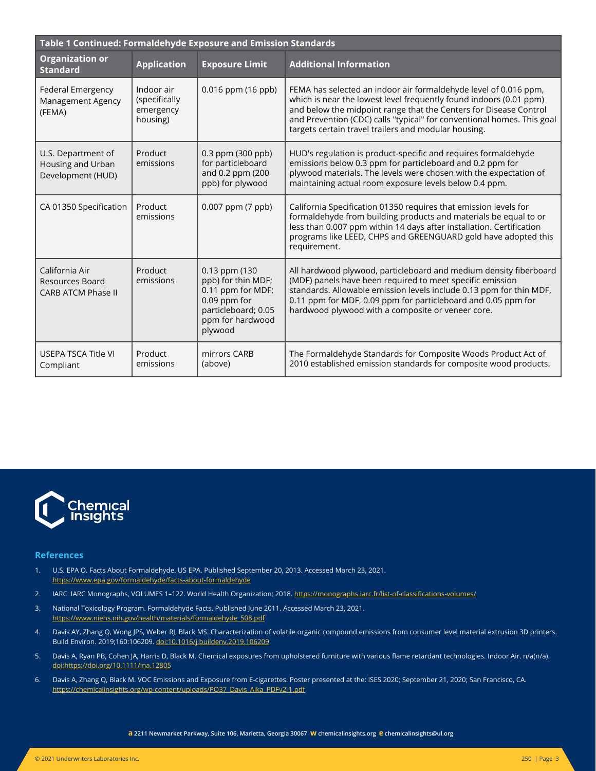| Table 1 Continued: Formaldehyde Exposure and Emission Standards | | | |
|---|---|---|---|
| **Organization or Standard** | **Application** | **Exposure Limit** | **Additional Information** |
| Federal Emergency Management Agency (FEMA) | Indoor air (specifically emergency housing) | 0.016 ppm (16 ppb) | FEMA has selected an indoor air formaldehyde level of 0.016 ppm, which is near the lowest level frequently found indoors (0.01 ppm) and below the midpoint range that the Centers for Disease Control and Prevention (CDC) calls "typical" for conventional homes. This goal targets certain travel trailers and modular housing. |
| U.S. Department of Housing and Urban Development (HUD) | Product emissions | 0.3 ppm (300 ppb) for particleboard and 0.2 ppm (200 ppb) for plywood | HUD's regulation is product-specific and requires formaldehyde emissions below 0.3 ppm for particleboard and 0.2 ppm for plywood materials. The levels were chosen with the expectation of maintaining actual room exposure levels below 0.4 ppm. |
| CA 01350 Specification | Product emissions | 0.007 ppm (7 ppb) | California Specification 01350 requires that emission levels for formaldehyde from building products and materials be equal to or less than 0.007 ppm within 14 days after installation. Certification programs like LEED, CHPS and GREENGUARD gold have adopted this requirement. |
| California Air Resources Board CARB ATCM Phase II | Product emissions | 0.13 ppm (130 ppb) for thin MDF; 0.11 ppm for MDF; 0.09 ppm for particleboard; 0.05 ppm for hardwood plywood | All hardwood plywood, particleboard and medium density fiberboard (MDF) panels have been required to meet specific emission standards. Allowable emission levels include 0.13 ppm for thin MDF, 0.11 ppm for MDF, 0.09 ppm for particleboard and 0.05 ppm for hardwood plywood with a composite or veneer core. |
| USEPA TSCA Title VI Compliant | Product emissions | mirrors CARB (above) | The Formaldehyde Standards for Composite Woods Product Act of 2010 established emission standards for composite wood products. |

Chemical Insights

## References

1. U.S. EPA O. Facts About Formaldehyde. US EPA. Published September 20, 2013. Accessed March 23, 2021. https://www.epa.gov/formaldehyde/facts-about-formaldehyde
2. IARC. IARC Monographs, VOLUMES 1–122. World Health Organization; 2018. https://monographs.iarc.fr/list-of-classifications-volumes/
3. National Toxicology Program. Formaldehyde Facts. Published June 2011. Accessed March 23, 2021. https://www.niehs.nih.gov/health/materials/formaldehyde_508.pdf
4. Davis AY, Zhang Q, Wong JPS, Weber RJ, Black MS. Characterization of volatile organic compound emissions from consumer level material extrusion 3D printers. Build Environ. 2019;160:106209. doi:10.1016/j.buildenv.2019.106209
5. Davis A, Ryan PB, Cohen JA, Harris D, Black M. Chemical exposures from upholstered furniture with various flame retardant technologies. Indoor Air. n/a(n/a). doi:https://doi.org/10.1111/ina.12805
6. Davis A, Zhang Q, Black M. VOC Emissions and Exposure from E-cigarettes. Poster presented at the: ISES 2020; September 21, 2020; San Francisco, CA. https://chemicalinsights.org/wp-content/uploads/PO37_Davis_Aika_PDFv2-1.pdf

**a** 2211 Newmarket Parkway, Suite 106, Marietta, Georgia 30067 **w** chemicalinsights.org **e** chemicalinsights@ul.org

© 2021 Underwriters Laboratories Inc.